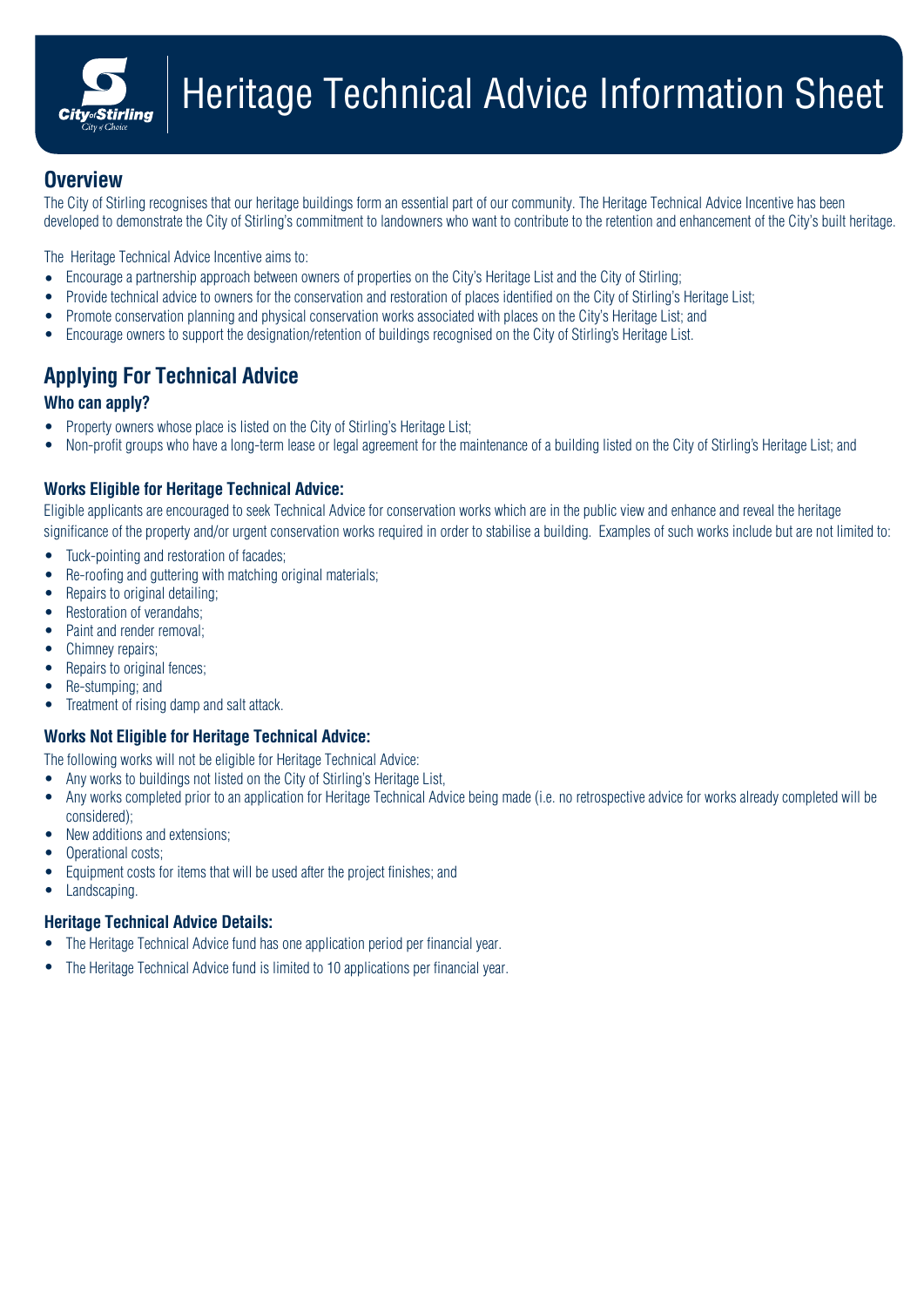# Heritage Technical Advice Information Sheet

## Overview

The City of Stirling recognises that our heritage buildings form an essential part of our community. The Heritage Technical Advice Incentive has been developed to demonstrate the City of Stirling's commitment to landowners who want to contribute to the retention and enhancement of the City's built heritage.

The Heritage Technical Advice Incentive aims to:

- Encourage a partnership approach between owners of properties on the City's Heritage List and the City of Stirling;
- Provide technical advice to owners for the conservation and restoration of places identified on the City of Stirling's Heritage List;
- Promote conservation planning and physical conservation works associated with places on the City's Heritage List; and
- Encourage owners to support the designation/retention of buildings recognised on the City of Stirling's Heritage List.

## Applying For Technical Advice

### Who can apply?

- Property owners whose place is listed on the City of Stirling's Heritage List;
- Non-profit groups who have a long-term lease or legal agreement for the maintenance of a building listed on the City of Stirling's Heritage List; and

### Works Eligible for Heritage Technical Advice:

Eligible applicants are encouraged to seek Technical Advice for conservation works which are in the public view and enhance and reveal the heritage significance of the property and/or urgent conservation works required in order to stabilise a building. Examples of such works include but are not limited to:

- Tuck-pointing and restoration of facades;
- Re-roofing and guttering with matching original materials;
- Repairs to original detailing;
- Restoration of verandahs;
- Paint and render removal;
- Chimney repairs;
- Repairs to original fences;
- Re-stumping; and
- Treatment of rising damp and salt attack.

### Works Not Eligible for Heritage Technical Advice:

The following works will not be eligible for Heritage Technical Advice:

- Any works to buildings not listed on the City of Stirling's Heritage List,
- Any works completed prior to an application for Heritage Technical Advice being made (i.e. no retrospective advice for works already completed will be considered);
- New additions and extensions;
- Operational costs;
- Equipment costs for items that will be used after the project finishes; and
- Landscaping.

### Heritage Technical Advice Details:

- The Heritage Technical Advice fund has one application period per financial year.
- The Heritage Technical Advice fund is limited to 10 applications per financial year.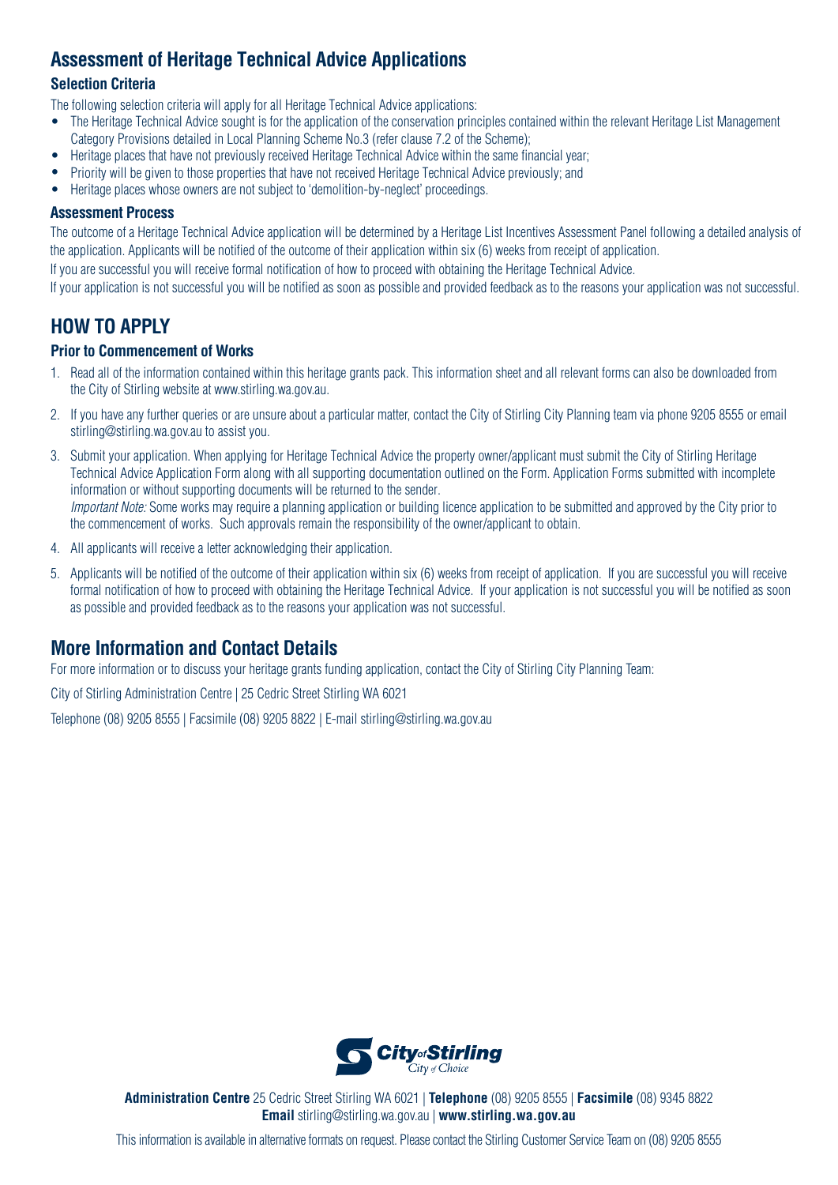## Assessment of Heritage Technical Advice Applications

### Selection Criteria

The following selection criteria will apply for all Heritage Technical Advice applications:

- The Heritage Technical Advice sought is for the application of the conservation principles contained within the relevant Heritage List Management Category Provisions detailed in Local Planning Scheme No.3 (refer clause 7.2 of the Scheme);
- Heritage places that have not previously received Heritage Technical Advice within the same financial year;
- Priority will be given to those properties that have not received Heritage Technical Advice previously; and
- Heritage places whose owners are not subject to 'demolition-by-neglect' proceedings.

### Assessment Process

The outcome of a Heritage Technical Advice application will be determined by a Heritage List Incentives Assessment Panel following a detailed analysis of the application. Applicants will be notified of the outcome of their application within six (6) weeks from receipt of application.

If you are successful you will receive formal notification of how to proceed with obtaining the Heritage Technical Advice.

If your application is not successful you will be notified as soon as possible and provided feedback as to the reasons your application was not successful.

## HOW TO APPLY

### Prior to Commencement of Works

1. Read all of the information contained within this heritage grants pack. This information sheet and all relevant forms can also be downloaded from the City of Stirling website at www.stirling.wa.gov.au.
2. If you have any further queries or are unsure about a particular matter, contact the City of Stirling City Planning team via phone 9205 8555 or email stirling@stirling.wa.gov.au to assist you.
3. Submit your application. When applying for Heritage Technical Advice the property owner/applicant must submit the City of Stirling Heritage Technical Advice Application Form along with all supporting documentation outlined on the Form. Application Forms submitted with incomplete information or without supporting documents will be returned to the sender.
   *Important Note:* Some works may require a planning application or building licence application to be submitted and approved by the City prior to the commencement of works. Such approvals remain the responsibility of the owner/applicant to obtain.
4. All applicants will receive a letter acknowledging their application.
5. Applicants will be notified of the outcome of their application within six (6) weeks from receipt of application. If you are successful you will receive formal notification of how to proceed with obtaining the Heritage Technical Advice. If your application is not successful you will be notified as soon as possible and provided feedback as to the reasons your application was not successful.

## More Information and Contact Details

For more information or to discuss your heritage grants funding application, contact the City of Stirling City Planning Team:

City of Stirling Administration Centre | 25 Cedric Street Stirling WA 6021

Telephone (08) 9205 8555 | Facsimile (08) 9205 8822 | E-mail stirling@stirling.wa.gov.au

City of Stirling
City of Choice

**Administration Centre** 25 Cedric Street Stirling WA 6021 | **Telephone** (08) 9205 8555 | **Facsimile** (08) 9345 8822
**Email** stirling@stirling.wa.gov.au | **www.stirling.wa.gov.au**

This information is available in alternative formats on request. Please contact the Stirling Customer Service Team on (08) 9205 8555